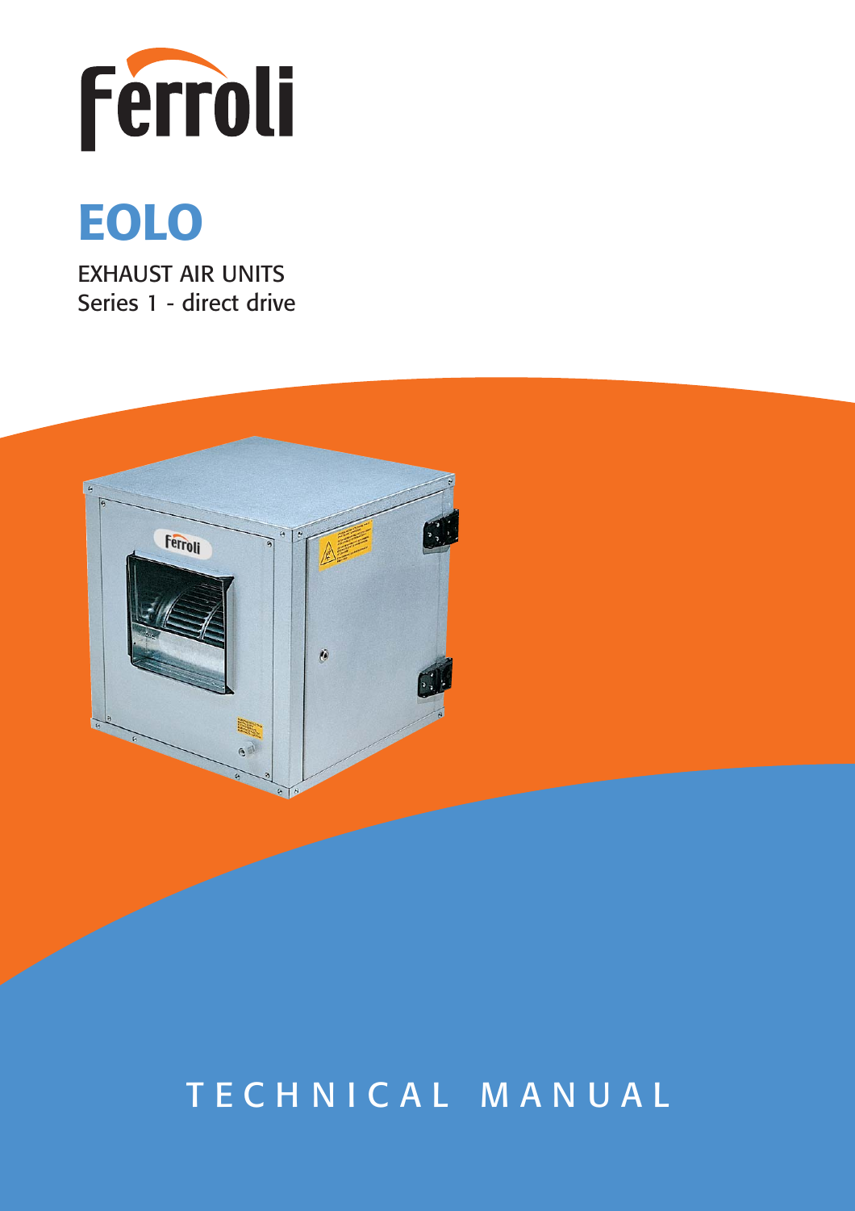Ferroli

# EOLO

EXHAUST AIR UNITS
Series 1 - direct drive

TECHNICAL MANUAL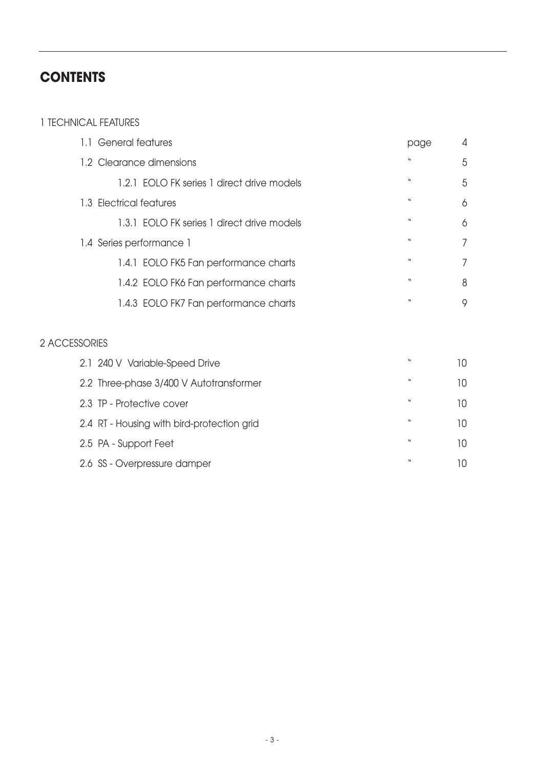# CONTENTS

1 TECHNICAL FEATURES

| | | |
|---|---|---|
| 1.1 General features | page | 4 |
| 1.2 Clearance dimensions | " | 5 |
| 1.2.1 EOLO FK series 1 direct drive models | " | 5 |
| 1.3 Electrical features | " | 6 |
| 1.3.1 EOLO FK series 1 direct drive models | " | 6 |
| 1.4 Series performance 1 | " | 7 |
| 1.4.1 EOLO FK5 Fan performance charts | " | 7 |
| 1.4.2 EOLO FK6 Fan performance charts | " | 8 |
| 1.4.3 EOLO FK7 Fan performance charts | " | 9 |

2 ACCESSORIES

| | | |
|---|---|---|
| 2.1 240 V Variable-Speed Drive | " | 10 |
| 2.2 Three-phase 3/400 V Autotransformer | " | 10 |
| 2.3 TP - Protective cover | " | 10 |
| 2.4 RT - Housing with bird-protection grid | " | 10 |
| 2.5 PA - Support Feet | " | 10 |
| 2.6 SS - Overpressure damper | " | 10 |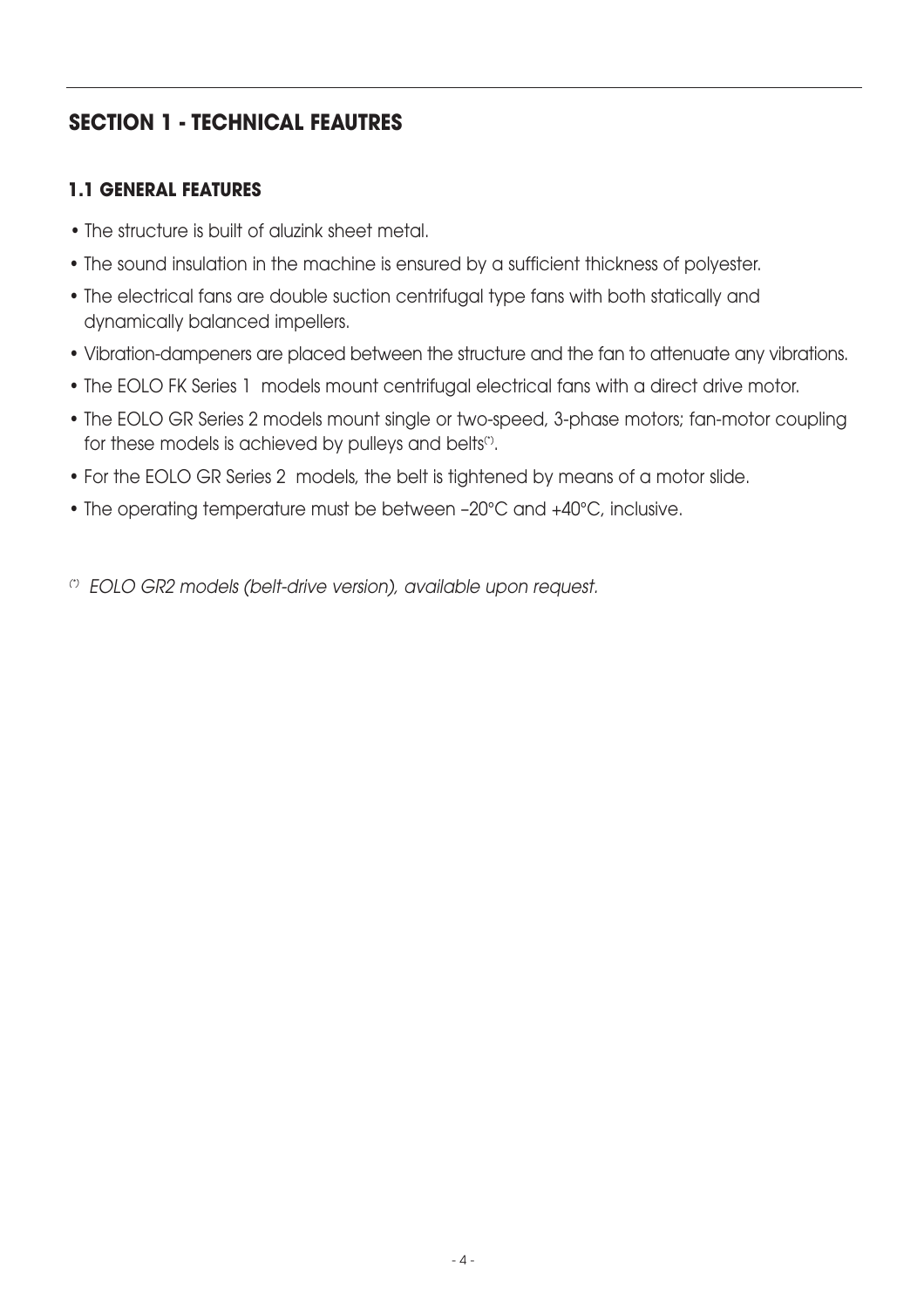## SECTION 1 - TECHNICAL FEAUTRES

### 1.1 GENERAL FEATURES

- The structure is built of aluzink sheet metal.
- The sound insulation in the machine is ensured by a sufficient thickness of polyester.
- The electrical fans are double suction centrifugal type fans with both statically and dynamically balanced impellers.
- Vibration-dampeners are placed between the structure and the fan to attenuate any vibrations.
- The EOLO FK Series 1 models mount centrifugal electrical fans with a direct drive motor.
- The EOLO GR Series 2 models mount single or two-speed, 3-phase motors; fan-motor coupling for these models is achieved by pulleys and belts(*).
- For the EOLO GR Series 2 models, the belt is tightened by means of a motor slide.
- The operating temperature must be between –20°C and +40°C, inclusive.

(*) *EOLO GR2 models (belt-drive version), available upon request.*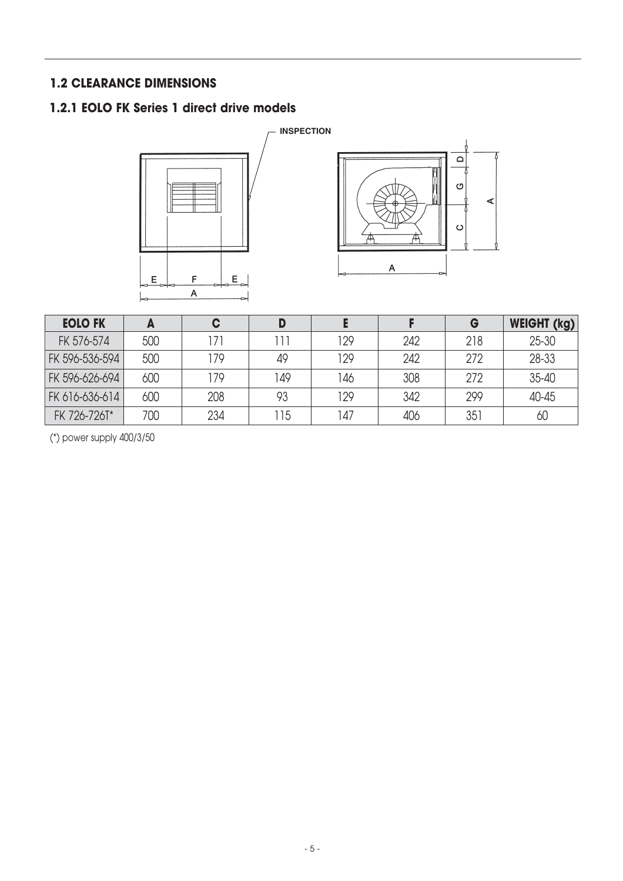### 1.2 CLEARANCE DIMENSIONS

#### 1.2.1 EOLO FK Series 1 direct drive models

| EOLO FK | A | C | D | E | F | G | WEIGHT (kg) |
|---|---|---|---|---|---|---|---|
| FK 576-574 | 500 | 171 | 111 | 129 | 242 | 218 | 25-30 |
| FK 596-536-594 | 500 | 179 | 49 | 129 | 242 | 272 | 28-33 |
| FK 596-626-694 | 600 | 179 | 149 | 146 | 308 | 272 | 35-40 |
| FK 616-636-614 | 600 | 208 | 93 | 129 | 342 | 299 | 40-45 |
| FK 726-726T* | 700 | 234 | 115 | 147 | 406 | 351 | 60 |

(*) power supply 400/3/50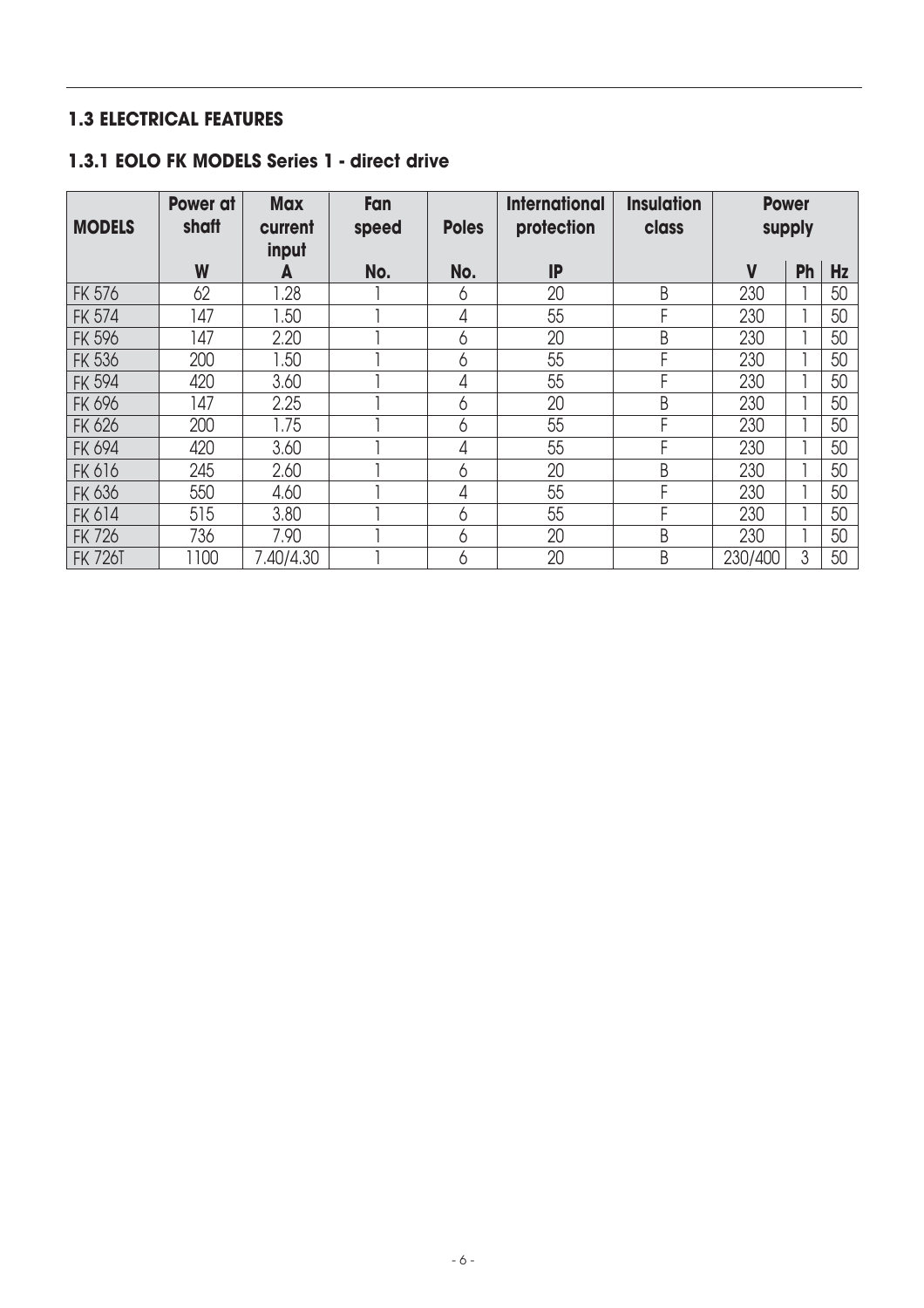## 1.3 ELECTRICAL FEATURES

### 1.3.1 EOLO FK MODELS Series 1 - direct drive

| MODELS | Power at shaft | Max current input | Fan speed | Poles | International protection | Insulation class | Power supply | | |
|---|---|---|---|---|---|---|---|---|---|
| | W | A | No. | No. | IP | | V | Ph | Hz |
| FK 576 | 62 | 1.28 | 1 | 6 | 20 | B | 230 | 1 | 50 |
| FK 574 | 147 | 1.50 | 1 | 4 | 55 | F | 230 | 1 | 50 |
| FK 596 | 147 | 2.20 | 1 | 6 | 20 | B | 230 | 1 | 50 |
| FK 536 | 200 | 1.50 | 1 | 6 | 55 | F | 230 | 1 | 50 |
| FK 594 | 420 | 3.60 | 1 | 4 | 55 | F | 230 | 1 | 50 |
| FK 696 | 147 | 2.25 | 1 | 6 | 20 | B | 230 | 1 | 50 |
| FK 626 | 200 | 1.75 | 1 | 6 | 55 | F | 230 | 1 | 50 |
| FK 694 | 420 | 3.60 | 1 | 4 | 55 | F | 230 | 1 | 50 |
| FK 616 | 245 | 2.60 | 1 | 6 | 20 | B | 230 | 1 | 50 |
| FK 636 | 550 | 4.60 | 1 | 4 | 55 | F | 230 | 1 | 50 |
| FK 614 | 515 | 3.80 | 1 | 6 | 55 | F | 230 | 1 | 50 |
| FK 726 | 736 | 7.90 | 1 | 6 | 20 | B | 230 | 1 | 50 |
| FK 726T | 1100 | 7.40/4.30 | 1 | 6 | 20 | B | 230/400 | 3 | 50 |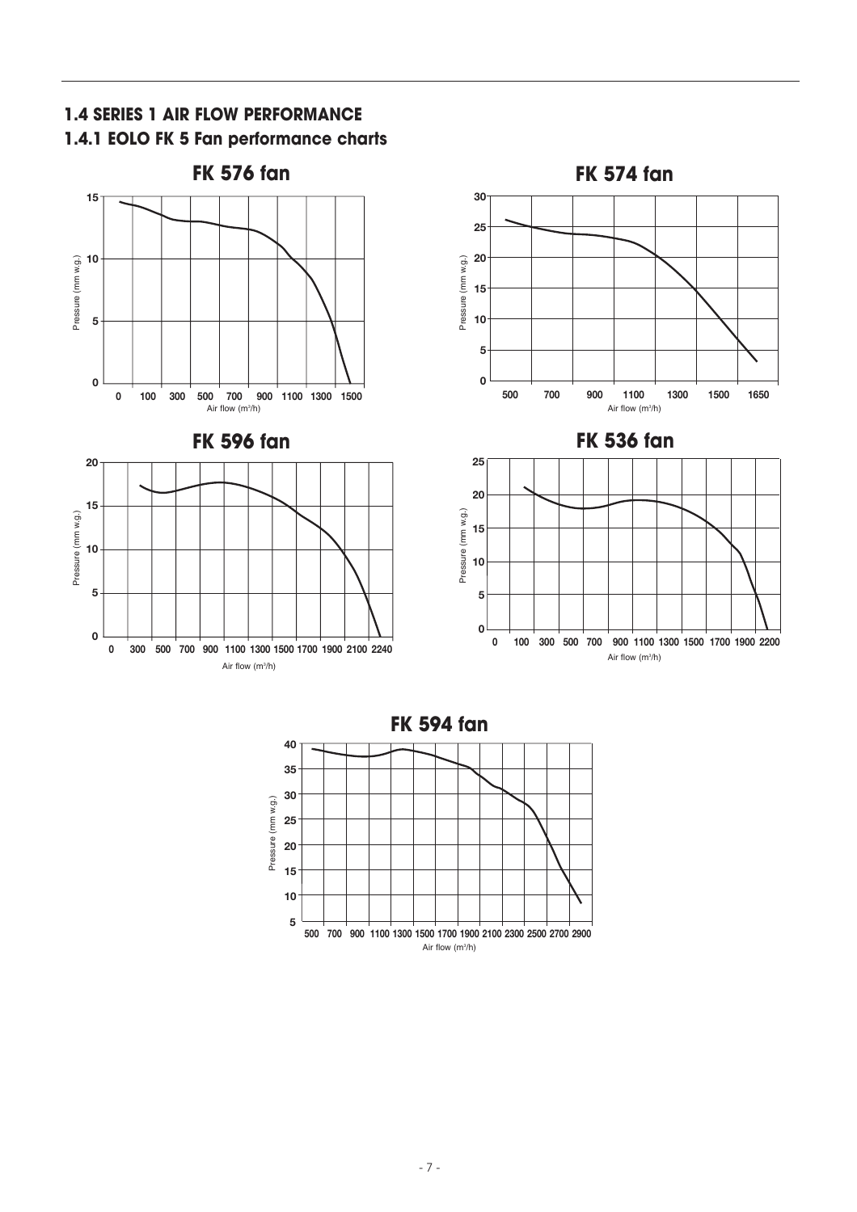## 1.4 SERIES 1 AIR FLOW PERFORMANCE

### 1.4.1 EOLO FK 5 Fan performance charts

**FK 576 fan**

Pressure (mm w.g.) / Air flow ($m^3$/h)

**FK 574 fan**

Pressure (mm w.g.) / Air flow ($m^3$/h)

**FK 596 fan**

Pressure (mm w.g.) / Air flow ($m^3$/h)

**FK 536 fan**

Pressure (mm w.g.) / Air flow ($m^3$/h)

**FK 594 fan**

Pressure (mm w.g.) / Air flow ($m^3$/h)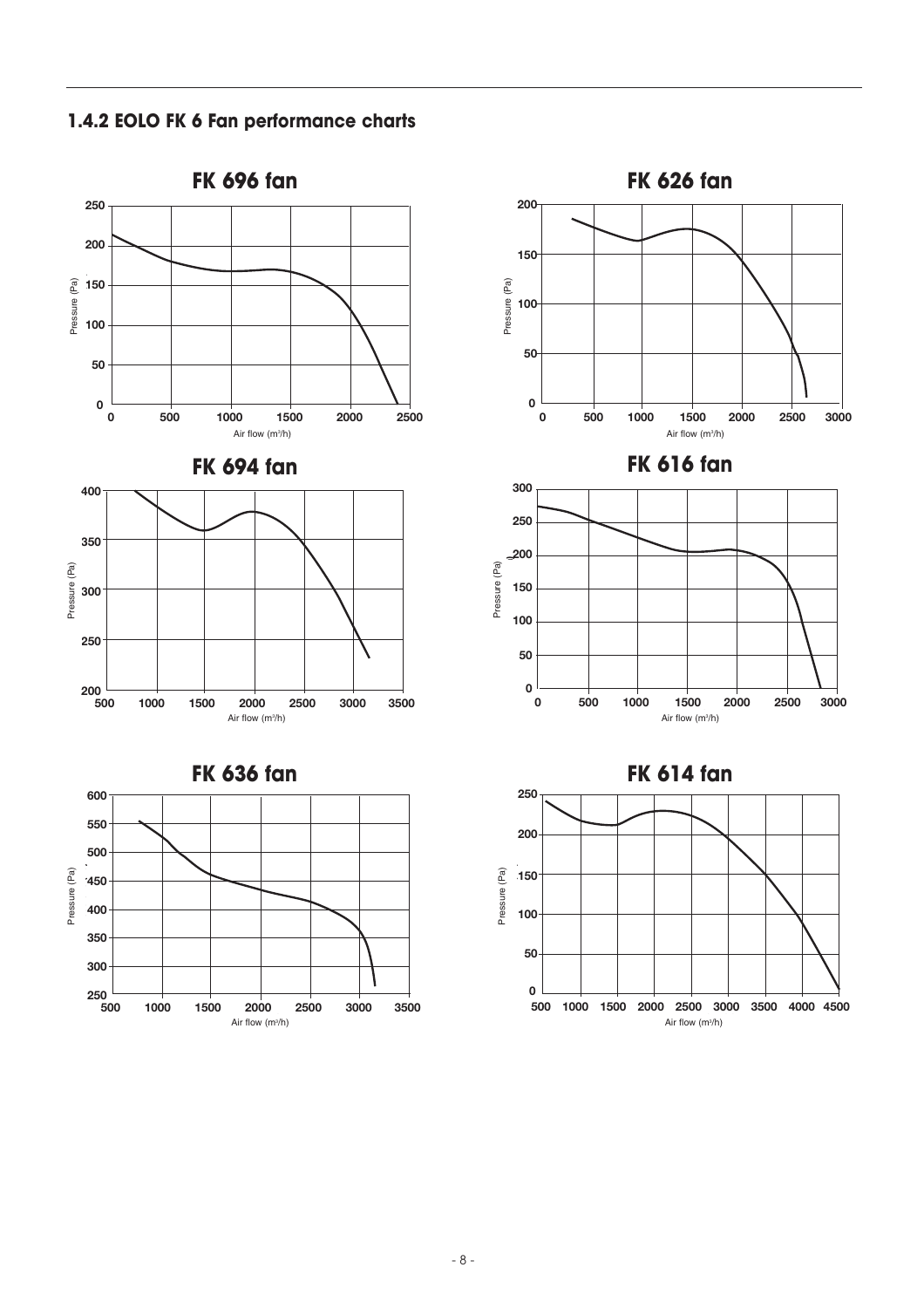### 1.4.2 EOLO FK 6 Fan performance charts

**FK 696 fan**

**FK 626 fan**

**FK 694 fan**

**FK 616 fan**

**FK 636 fan**

**FK 614 fan**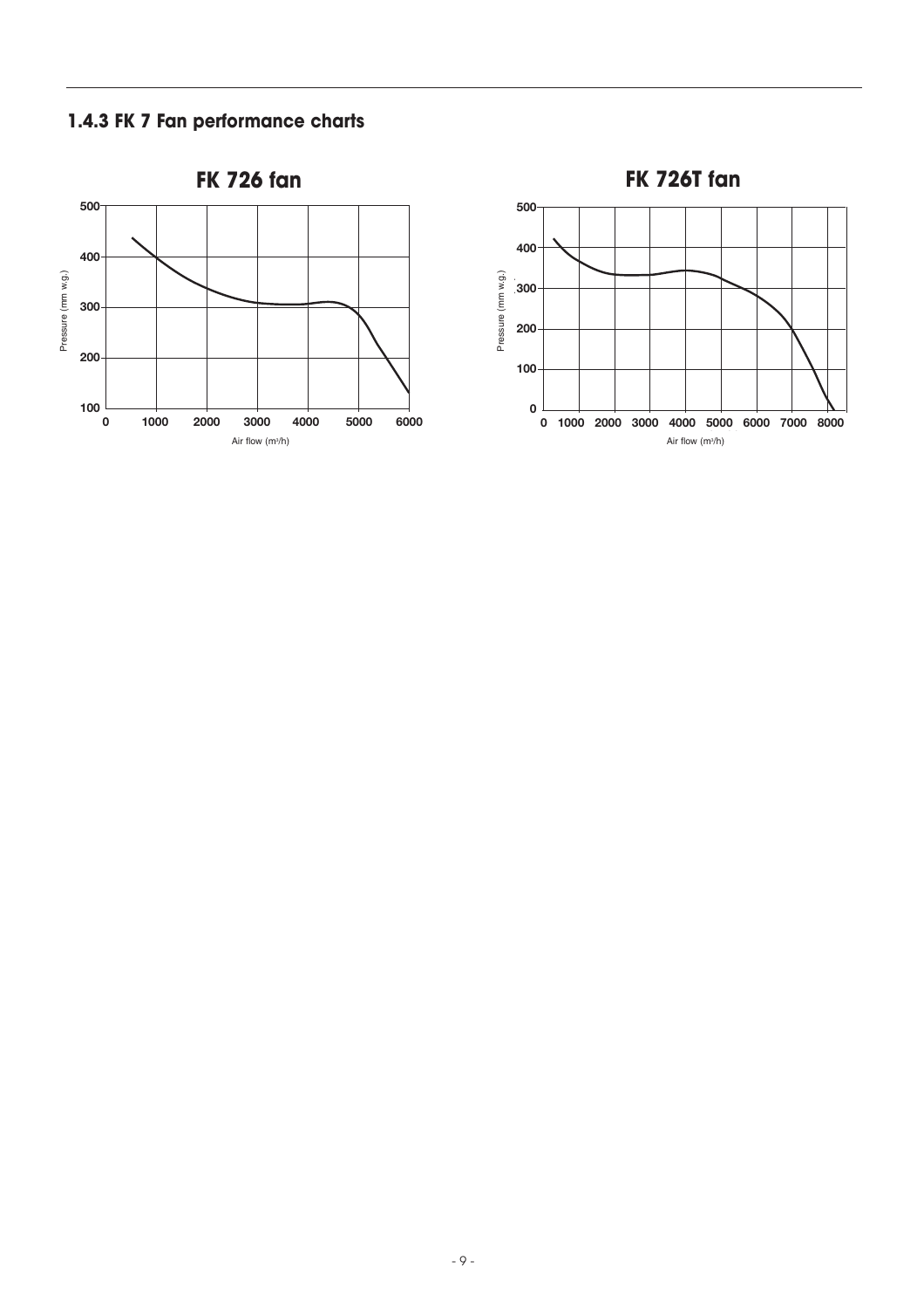### 1.4.3 FK 7 Fan performance charts

**FK 726 fan**

Pressure (mm w.g.)

Air flow ($m^3/h$)

**FK 726T fan**

Pressure (mm w.g.)

Air flow ($m^3/h$)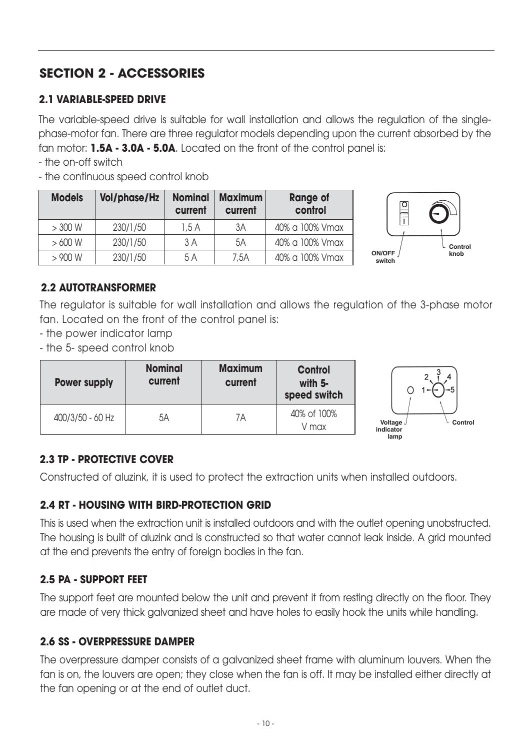## SECTION 2 - ACCESSORIES

### 2.1 VARIABLE-SPEED DRIVE

The variable-speed drive is suitable for wall installation and allows the regulation of the single-phase-motor fan. There are three regulator models depending upon the current absorbed by the fan motor: **1.5A - 3.0A - 5.0A**. Located on the front of the control panel is:

- the on-off switch
- the continuous speed control knob

| Models | Vol/phase/Hz | Nominal current | Maximum current | Range of control |
|---|---|---|---|---|
| > 300 W | 230/1/50 | 1,5 A | 3A | 40% a 100% Vmax |
| > 600 W | 230/1/50 | 3 A | 5A | 40% a 100% Vmax |
| > 900 W | 230/1/50 | 5 A | 7,5A | 40% a 100% Vmax |

ON/OFF switch — Control knob

### 2.2 AUTOTRANSFORMER

The regulator is suitable for wall installation and allows the regulation of the 3-phase motor fan. Located on the front of the control panel is:

- the power indicator lamp
- the 5- speed control knob

| Power supply | Nominal current | Maximum current | Control with 5-speed switch |
|---|---|---|---|
| 400/3/50 - 60 Hz | 5A | 7A | 40% of 100% V max |

Voltage indicator lamp — Control

### 2.3 TP - PROTECTIVE COVER

Constructed of aluzink, it is used to protect the extraction units when installed outdoors.

### 2.4 RT - HOUSING WITH BIRD-PROTECTION GRID

This is used when the extraction unit is installed outdoors and with the outlet opening unobstructed. The housing is built of aluzink and is constructed so that water cannot leak inside. A grid mounted at the end prevents the entry of foreign bodies in the fan.

### 2.5 PA - SUPPORT FEET

The support feet are mounted below the unit and prevent it from resting directly on the floor. They are made of very thick galvanized sheet and have holes to easily hook the units while handling.

### 2.6 SS - OVERPRESSURE DAMPER

The overpressure damper consists of a galvanized sheet frame with aluminum louvers. When the fan is on, the louvers are open; they close when the fan is off. It may be installed either directly at the fan opening or at the end of outlet duct.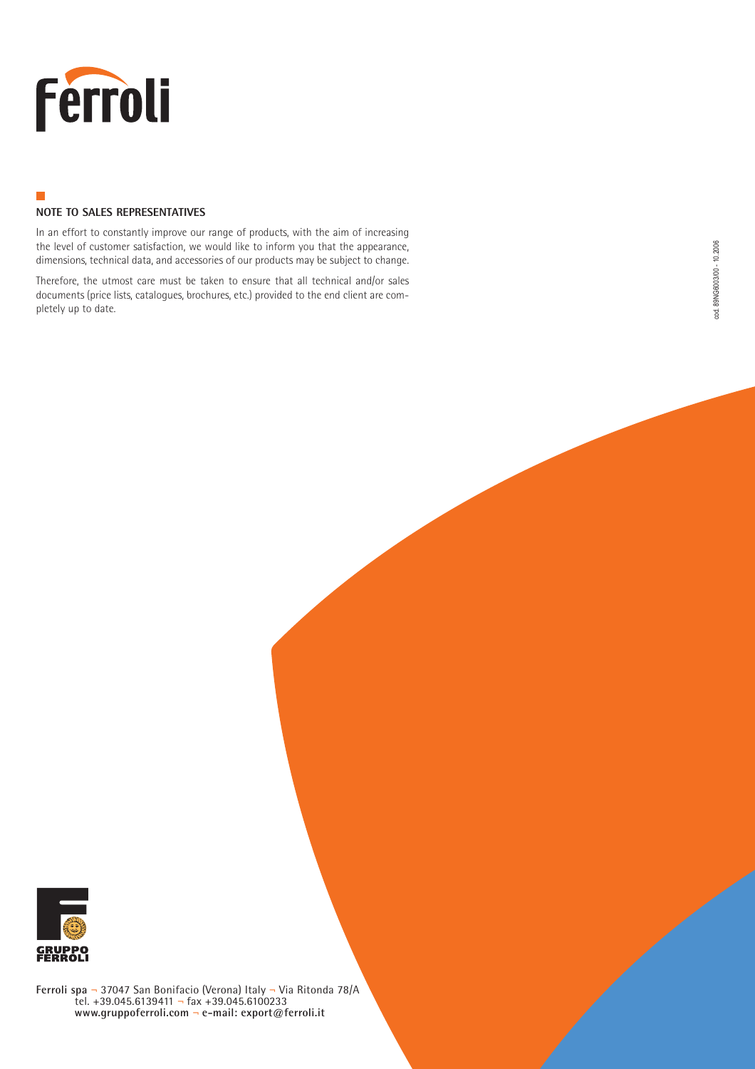## NOTE TO SALES REPRESENTATIVES

In an effort to constantly improve our range of products, with the aim of increasing the level of customer satisfaction, we would like to inform you that the appearance, dimensions, technical data, and accessories of our products may be subject to change.

Therefore, the utmost care must be taken to ensure that all technical and/or sales documents (price lists, catalogues, brochures, etc.) provided to the end client are completely up to date.

cod. 89NG6003/00 - 10.2006

**Ferroli spa** ¬ 37047 San Bonifacio (Verona) Italy ¬ Via Ritonda 78/A
tel. +39.045.6139411 ¬ fax +39.045.6100233
**www.gruppoferroli.com ¬ e-mail: export@ferroli.it**